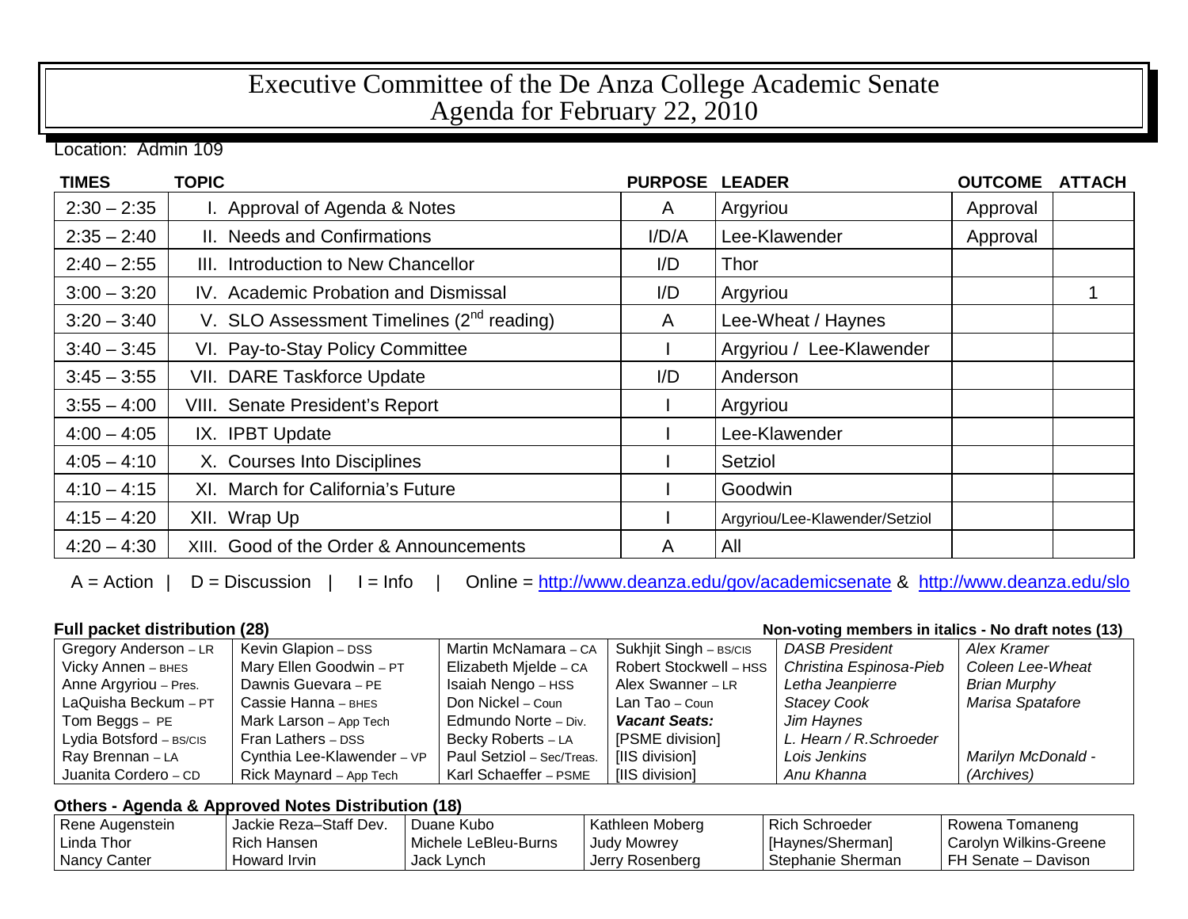# Executive Committee of the De Anza College Academic Senate
# Agenda for February 22, 2010

Location: Admin 109

| TIMES | TOPIC | PURPOSE | LEADER | OUTCOME | ATTACH |
|---|---|---|---|---|---|
| 2:30 – 2:35 | I. Approval of Agenda & Notes | A | Argyriou | Approval | |
| 2:35 – 2:40 | II. Needs and Confirmations | I/D/A | Lee-Klawender | Approval | |
| 2:40 – 2:55 | III. Introduction to New Chancellor | I/D | Thor | | |
| 3:00 – 3:20 | IV. Academic Probation and Dismissal | I/D | Argyriou | | 1 |
| 3:20 – 3:40 | V. SLO Assessment Timelines (2nd reading) | A | Lee-Wheat / Haynes | | |
| 3:40 – 3:45 | VI. Pay-to-Stay Policy Committee | I | Argyriou / Lee-Klawender | | |
| 3:45 – 3:55 | VII. DARE Taskforce Update | I/D | Anderson | | |
| 3:55 – 4:00 | VIII. Senate President's Report | I | Argyriou | | |
| 4:00 – 4:05 | IX. IPBT Update | I | Lee-Klawender | | |
| 4:05 – 4:10 | X. Courses Into Disciplines | I | Setziol | | |
| 4:10 – 4:15 | XI. March for California's Future | I | Goodwin | | |
| 4:15 – 4:20 | XII. Wrap Up | I | Argyriou/Lee-Klawender/Setziol | | |
| 4:20 – 4:30 | XIII. Good of the Order & Announcements | A | All | | |

A = Action | D = Discussion | I = Info | Online = http://www.deanza.edu/gov/academicsenate & http://www.deanza.edu/slo

**Full packet distribution (28)** — **Non-voting members in italics - No draft notes (13)**

| | | | | | |
|---|---|---|---|---|---|
| Gregory Anderson – LR | Kevin Glapion – DSS | Martin McNamara – CA | Sukhjit Singh – BS/CIS | *DASB President* | *Alex Kramer* |
| Vicky Annen – BHES | Mary Ellen Goodwin – PT | Elizabeth Mjelde – CA | Robert Stockwell – HSS | *Christina Espinosa-Pieb* | *Coleen Lee-Wheat* |
| Anne Argyriou – Pres. | Dawnis Guevara – PE | Isaiah Nengo – HSS | Alex Swanner – LR | *Letha Jeanpierre* | *Brian Murphy* |
| LaQuisha Beckum – PT | Cassie Hanna – BHES | Don Nickel – Coun | Lan Tao – Coun | *Stacey Cook* | *Marisa Spatafore* |
| Tom Beggs – PE | Mark Larson – App Tech | Edmundo Norte – Div. | ***Vacant Seats:*** | *Jim Haynes* | |
| Lydia Botsford – BS/CIS | Fran Lathers – DSS | Becky Roberts – LA | [PSME division] | *L. Hearn / R.Schroeder* | |
| Ray Brennan – LA | Cynthia Lee-Klawender – VP | Paul Setziol – Sec/Treas. | [IIS division] | *Lois Jenkins* | *Marilyn McDonald -* |
| Juanita Cordero – CD | Rick Maynard – App Tech | Karl Schaeffer – PSME | [IIS division] | *Anu Khanna* | *(Archives)* |

**Others - Agenda & Approved Notes Distribution (18)**

| | | | | | |
|---|---|---|---|---|---|
| Rene Augenstein | Jackie Reza–Staff Dev. | Duane Kubo | Kathleen Moberg | Rich Schroeder | Rowena Tomaneng |
| Linda Thor | Rich Hansen | Michele LeBleu-Burns | Judy Mowrey | [Haynes/Sherman] | Carolyn Wilkins-Greene |
| Nancy Canter | Howard Irvin | Jack Lynch | Jerry Rosenberg | Stephanie Sherman | FH Senate – Davison |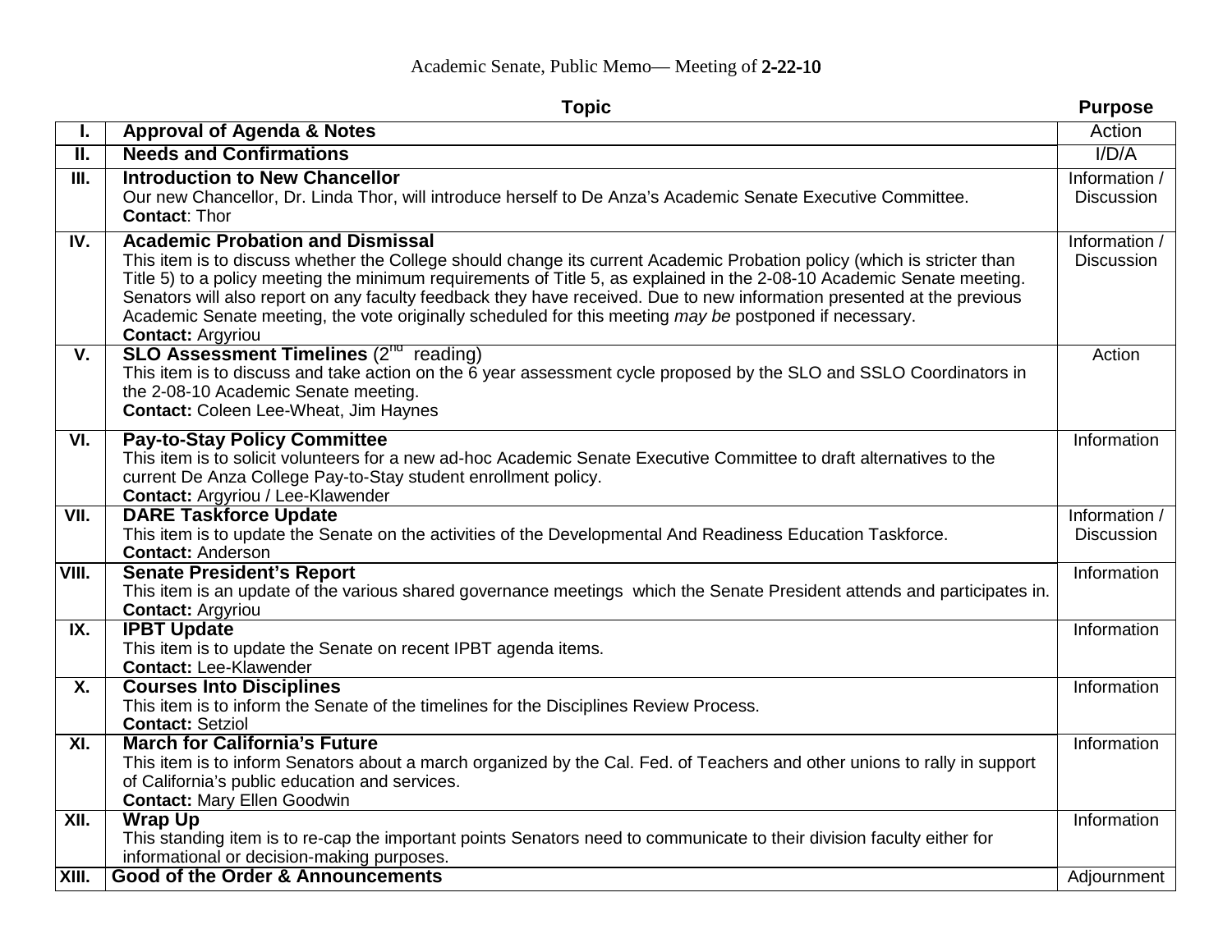Academic Senate, Public Memo— Meeting of 2-22-10

| | Topic | Purpose |
|---|---|---|
| I. | **Approval of Agenda & Notes** | Action |
| II. | **Needs and Confirmations** | I/D/A |
| III. | **Introduction to New Chancellor**<br>Our new Chancellor, Dr. Linda Thor, will introduce herself to De Anza's Academic Senate Executive Committee.<br>**Contact**: Thor | Information / Discussion |
| IV. | **Academic Probation and Dismissal**<br>This item is to discuss whether the College should change its current Academic Probation policy (which is stricter than Title 5) to a policy meeting the minimum requirements of Title 5, as explained in the 2-08-10 Academic Senate meeting. Senators will also report on any faculty feedback they have received. Due to new information presented at the previous Academic Senate meeting, the vote originally scheduled for this meeting *may be* postponed if necessary.<br>**Contact:** Argyriou | Information / Discussion |
| V. | **SLO Assessment Timelines** (2nd reading)<br>This item is to discuss and take action on the 6 year assessment cycle proposed by the SLO and SSLO Coordinators in the 2-08-10 Academic Senate meeting.<br>**Contact:** Coleen Lee-Wheat, Jim Haynes | Action |
| VI. | **Pay-to-Stay Policy Committee**<br>This item is to solicit volunteers for a new ad-hoc Academic Senate Executive Committee to draft alternatives to the current De Anza College Pay-to-Stay student enrollment policy.<br>**Contact:** Argyriou / Lee-Klawender | Information |
| VII. | **DARE Taskforce Update**<br>This item is to update the Senate on the activities of the Developmental And Readiness Education Taskforce.<br>**Contact:** Anderson | Information / Discussion |
| VIII. | **Senate President's Report**<br>This item is an update of the various shared governance meetings which the Senate President attends and participates in.<br>**Contact:** Argyriou | Information |
| IX. | **IPBT Update**<br>This item is to update the Senate on recent IPBT agenda items.<br>**Contact:** Lee-Klawender | Information |
| X. | **Courses Into Disciplines**<br>This item is to inform the Senate of the timelines for the Disciplines Review Process.<br>**Contact:** Setziol | Information |
| XI. | **March for California's Future**<br>This item is to inform Senators about a march organized by the Cal. Fed. of Teachers and other unions to rally in support of California's public education and services.<br>**Contact:** Mary Ellen Goodwin | Information |
| XII. | **Wrap Up**<br>This standing item is to re-cap the important points Senators need to communicate to their division faculty either for informational or decision-making purposes. | Information |
| XIII. | **Good of the Order & Announcements** | Adjournment |